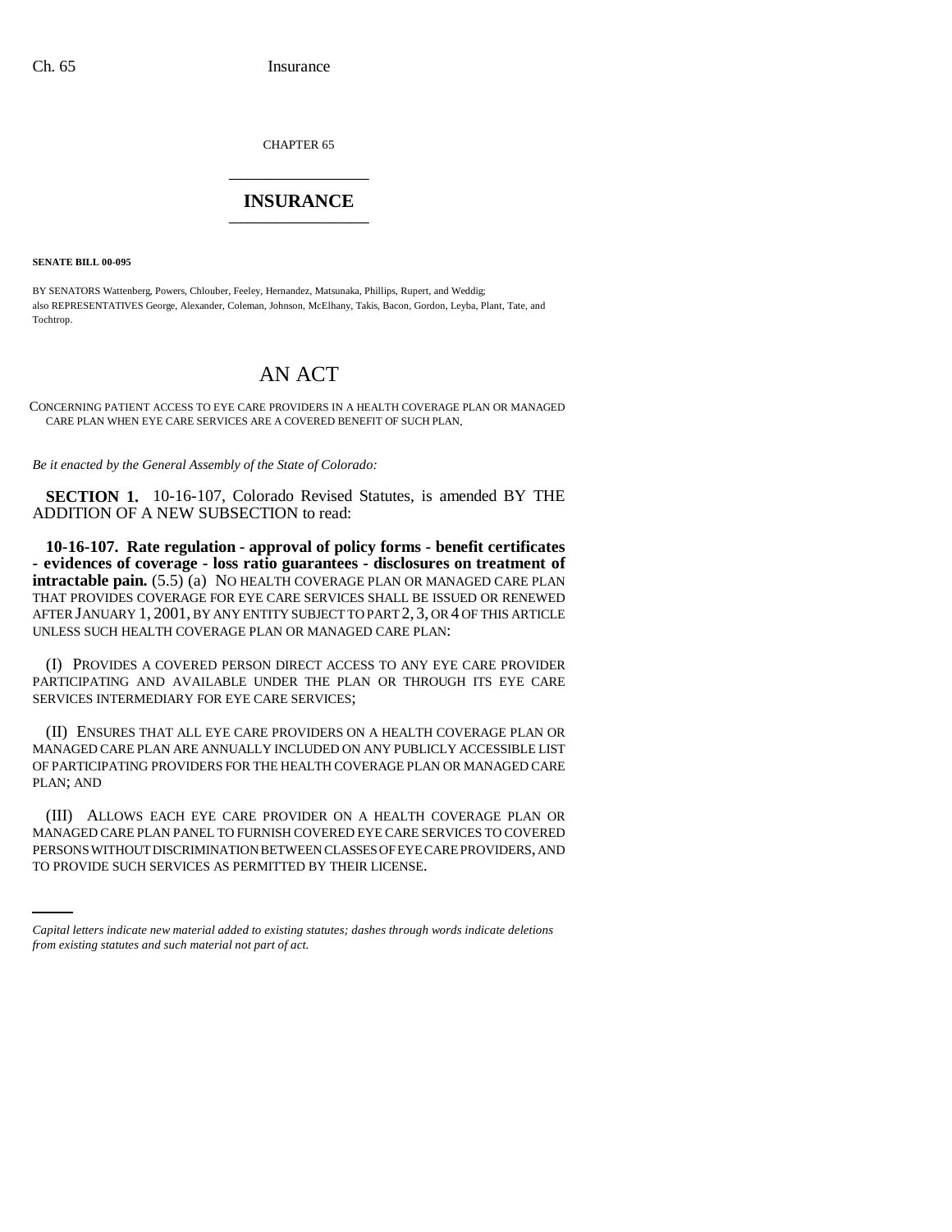CHAPTER 65

# INSURANCE

**SENATE BILL 00-095**

BY SENATORS Wattenberg, Powers, Chlouber, Feeley, Hernandez, Matsunaka, Phillips, Rupert, and Weddig;
also REPRESENTATIVES George, Alexander, Coleman, Johnson, McElhany, Takis, Bacon, Gordon, Leyba, Plant, Tate, and Tochtrop.

## AN ACT

CONCERNING PATIENT ACCESS TO EYE CARE PROVIDERS IN A HEALTH COVERAGE PLAN OR MANAGED CARE PLAN WHEN EYE CARE SERVICES ARE A COVERED BENEFIT OF SUCH PLAN.

*Be it enacted by the General Assembly of the State of Colorado:*

**SECTION 1.** 10-16-107, Colorado Revised Statutes, is amended BY THE ADDITION OF A NEW SUBSECTION to read:

**10-16-107. Rate regulation - approval of policy forms - benefit certificates - evidences of coverage - loss ratio guarantees - disclosures on treatment of intractable pain.** (5.5) (a) NO HEALTH COVERAGE PLAN OR MANAGED CARE PLAN THAT PROVIDES COVERAGE FOR EYE CARE SERVICES SHALL BE ISSUED OR RENEWED AFTER JANUARY 1, 2001, BY ANY ENTITY SUBJECT TO PART 2, 3, OR 4 OF THIS ARTICLE UNLESS SUCH HEALTH COVERAGE PLAN OR MANAGED CARE PLAN:

(I) PROVIDES A COVERED PERSON DIRECT ACCESS TO ANY EYE CARE PROVIDER PARTICIPATING AND AVAILABLE UNDER THE PLAN OR THROUGH ITS EYE CARE SERVICES INTERMEDIARY FOR EYE CARE SERVICES;

(II) ENSURES THAT ALL EYE CARE PROVIDERS ON A HEALTH COVERAGE PLAN OR MANAGED CARE PLAN ARE ANNUALLY INCLUDED ON ANY PUBLICLY ACCESSIBLE LIST OF PARTICIPATING PROVIDERS FOR THE HEALTH COVERAGE PLAN OR MANAGED CARE PLAN; AND

(III) ALLOWS EACH EYE CARE PROVIDER ON A HEALTH COVERAGE PLAN OR MANAGED CARE PLAN PANEL TO FURNISH COVERED EYE CARE SERVICES TO COVERED PERSONS WITHOUT DISCRIMINATION BETWEEN CLASSES OF EYE CARE PROVIDERS, AND TO PROVIDE SUCH SERVICES AS PERMITTED BY THEIR LICENSE.

*Capital letters indicate new material added to existing statutes; dashes through words indicate deletions from existing statutes and such material not part of act.*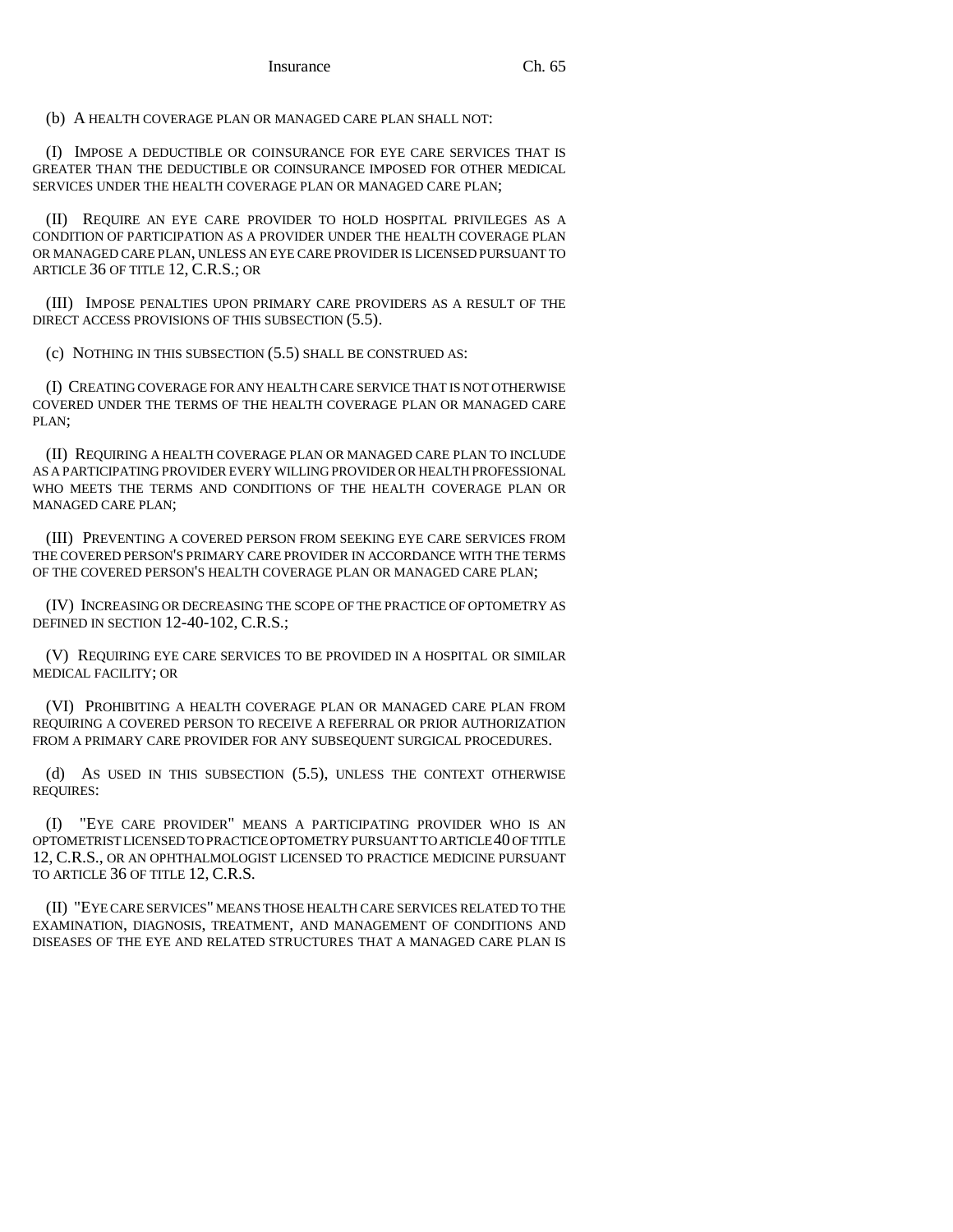(b) A HEALTH COVERAGE PLAN OR MANAGED CARE PLAN SHALL NOT:

(I) IMPOSE A DEDUCTIBLE OR COINSURANCE FOR EYE CARE SERVICES THAT IS GREATER THAN THE DEDUCTIBLE OR COINSURANCE IMPOSED FOR OTHER MEDICAL SERVICES UNDER THE HEALTH COVERAGE PLAN OR MANAGED CARE PLAN;

(II) REQUIRE AN EYE CARE PROVIDER TO HOLD HOSPITAL PRIVILEGES AS A CONDITION OF PARTICIPATION AS A PROVIDER UNDER THE HEALTH COVERAGE PLAN OR MANAGED CARE PLAN, UNLESS AN EYE CARE PROVIDER IS LICENSED PURSUANT TO ARTICLE 36 OF TITLE 12, C.R.S.; OR

(III) IMPOSE PENALTIES UPON PRIMARY CARE PROVIDERS AS A RESULT OF THE DIRECT ACCESS PROVISIONS OF THIS SUBSECTION (5.5).

(c) NOTHING IN THIS SUBSECTION (5.5) SHALL BE CONSTRUED AS:

(I) CREATING COVERAGE FOR ANY HEALTH CARE SERVICE THAT IS NOT OTHERWISE COVERED UNDER THE TERMS OF THE HEALTH COVERAGE PLAN OR MANAGED CARE PLAN;

(II) REQUIRING A HEALTH COVERAGE PLAN OR MANAGED CARE PLAN TO INCLUDE AS A PARTICIPATING PROVIDER EVERY WILLING PROVIDER OR HEALTH PROFESSIONAL WHO MEETS THE TERMS AND CONDITIONS OF THE HEALTH COVERAGE PLAN OR MANAGED CARE PLAN;

(III) PREVENTING A COVERED PERSON FROM SEEKING EYE CARE SERVICES FROM THE COVERED PERSON'S PRIMARY CARE PROVIDER IN ACCORDANCE WITH THE TERMS OF THE COVERED PERSON'S HEALTH COVERAGE PLAN OR MANAGED CARE PLAN;

(IV) INCREASING OR DECREASING THE SCOPE OF THE PRACTICE OF OPTOMETRY AS DEFINED IN SECTION 12-40-102, C.R.S.;

(V) REQUIRING EYE CARE SERVICES TO BE PROVIDED IN A HOSPITAL OR SIMILAR MEDICAL FACILITY; OR

(VI) PROHIBITING A HEALTH COVERAGE PLAN OR MANAGED CARE PLAN FROM REQUIRING A COVERED PERSON TO RECEIVE A REFERRAL OR PRIOR AUTHORIZATION FROM A PRIMARY CARE PROVIDER FOR ANY SUBSEQUENT SURGICAL PROCEDURES.

(d) AS USED IN THIS SUBSECTION (5.5), UNLESS THE CONTEXT OTHERWISE REQUIRES:

(I) "EYE CARE PROVIDER" MEANS A PARTICIPATING PROVIDER WHO IS AN OPTOMETRIST LICENSED TO PRACTICE OPTOMETRY PURSUANT TO ARTICLE 40 OF TITLE 12, C.R.S., OR AN OPHTHALMOLOGIST LICENSED TO PRACTICE MEDICINE PURSUANT TO ARTICLE 36 OF TITLE 12, C.R.S.

(II) "EYE CARE SERVICES" MEANS THOSE HEALTH CARE SERVICES RELATED TO THE EXAMINATION, DIAGNOSIS, TREATMENT, AND MANAGEMENT OF CONDITIONS AND DISEASES OF THE EYE AND RELATED STRUCTURES THAT A MANAGED CARE PLAN IS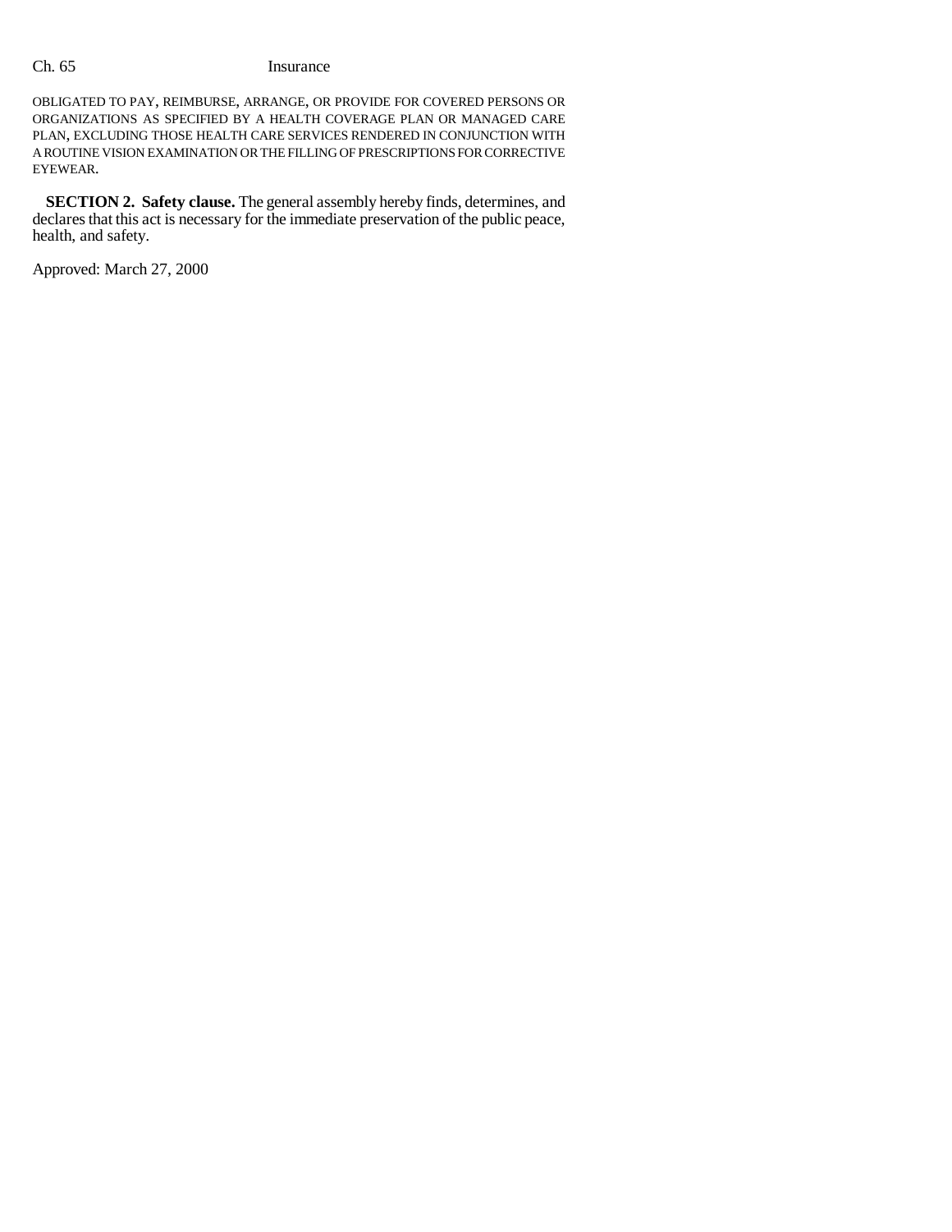OBLIGATED TO PAY, REIMBURSE, ARRANGE, OR PROVIDE FOR COVERED PERSONS OR ORGANIZATIONS AS SPECIFIED BY A HEALTH COVERAGE PLAN OR MANAGED CARE PLAN, EXCLUDING THOSE HEALTH CARE SERVICES RENDERED IN CONJUNCTION WITH A ROUTINE VISION EXAMINATION OR THE FILLING OF PRESCRIPTIONS FOR CORRECTIVE EYEWEAR.

**SECTION 2. Safety clause.** The general assembly hereby finds, determines, and declares that this act is necessary for the immediate preservation of the public peace, health, and safety.

Approved: March 27, 2000